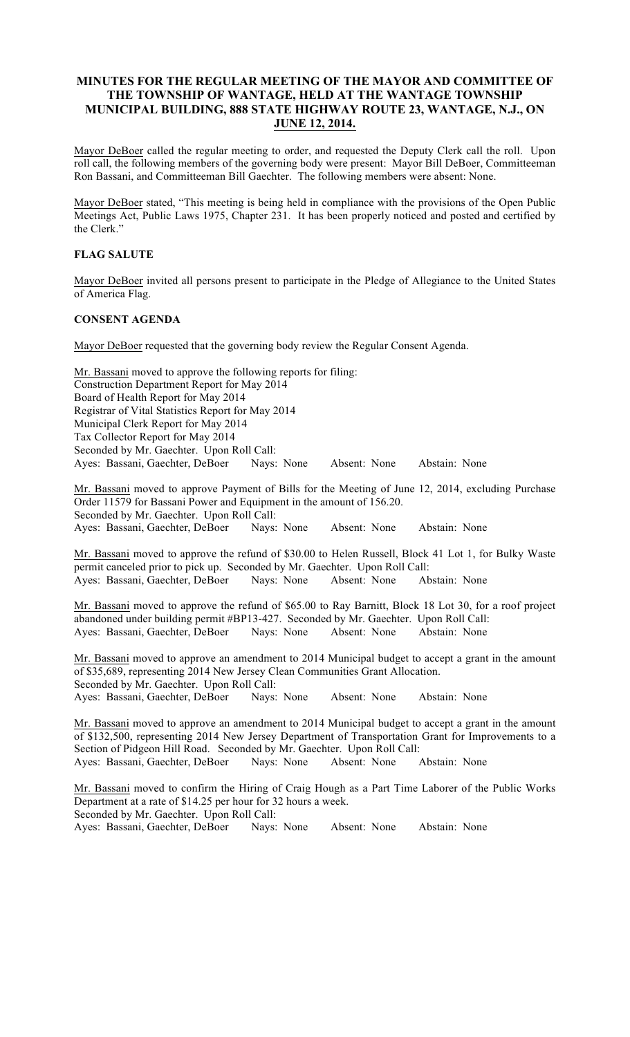# MINUTES FOR THE REGULAR MEETING OF THE MAYOR AND COMMITTEE OF THE TOWNSHIP OF WANTAGE, HELD AT THE WANTAGE TOWNSHIP MUNICIPAL BUILDING, 888 STATE HIGHWAY ROUTE 23, WANTAGE, N.J., ON JUNE 12, 2014.

Mayor DeBoer called the regular meeting to order, and requested the Deputy Clerk call the roll. Upon roll call, the following members of the governing body were present: Mayor Bill DeBoer, Committeeman Ron Bassani, and Committeeman Bill Gaechter. The following members were absent: None.

Mayor DeBoer stated, "This meeting is being held in compliance with the provisions of the Open Public Meetings Act, Public Laws 1975, Chapter 231. It has been properly noticed and posted and certified by the Clerk."

**FLAG SALUTE**

Mayor DeBoer invited all persons present to participate in the Pledge of Allegiance to the United States of America Flag.

**CONSENT AGENDA**

Mayor DeBoer requested that the governing body review the Regular Consent Agenda.

Mr. Bassani moved to approve the following reports for filing:
Construction Department Report for May 2014
Board of Health Report for May 2014
Registrar of Vital Statistics Report for May 2014
Municipal Clerk Report for May 2014
Tax Collector Report for May 2014
Seconded by Mr. Gaechter. Upon Roll Call:
Ayes: Bassani, Gaechter, DeBoer Nays: None Absent: None Abstain: None

Mr. Bassani moved to approve Payment of Bills for the Meeting of June 12, 2014, excluding Purchase Order 11579 for Bassani Power and Equipment in the amount of 156.20.
Seconded by Mr. Gaechter. Upon Roll Call:
Ayes: Bassani, Gaechter, DeBoer Nays: None Absent: None Abstain: None

Mr. Bassani moved to approve the refund of $30.00 to Helen Russell, Block 41 Lot 1, for Bulky Waste permit canceled prior to pick up. Seconded by Mr. Gaechter. Upon Roll Call:
Ayes: Bassani, Gaechter, DeBoer Nays: None Absent: None Abstain: None

Mr. Bassani moved to approve the refund of $65.00 to Ray Barnitt, Block 18 Lot 30, for a roof project abandoned under building permit #BP13-427. Seconded by Mr. Gaechter. Upon Roll Call:
Ayes: Bassani, Gaechter, DeBoer Nays: None Absent: None Abstain: None

Mr. Bassani moved to approve an amendment to 2014 Municipal budget to accept a grant in the amount of $35,689, representing 2014 New Jersey Clean Communities Grant Allocation.
Seconded by Mr. Gaechter. Upon Roll Call:
Ayes: Bassani, Gaechter, DeBoer Nays: None Absent: None Abstain: None

Mr. Bassani moved to approve an amendment to 2014 Municipal budget to accept a grant in the amount of $132,500, representing 2014 New Jersey Department of Transportation Grant for Improvements to a Section of Pidgeon Hill Road. Seconded by Mr. Gaechter. Upon Roll Call:
Ayes: Bassani, Gaechter, DeBoer Nays: None Absent: None Abstain: None

Mr. Bassani moved to confirm the Hiring of Craig Hough as a Part Time Laborer of the Public Works Department at a rate of $14.25 per hour for 32 hours a week.
Seconded by Mr. Gaechter. Upon Roll Call:
Ayes: Bassani, Gaechter, DeBoer Nays: None Absent: None Abstain: None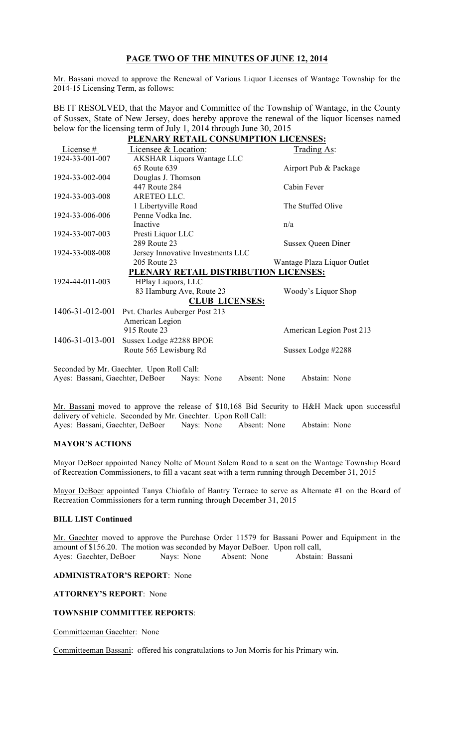## PAGE TWO OF THE MINUTES OF JUNE 12, 2014

Mr. Bassani moved to approve the Renewal of Various Liquor Licenses of Wantage Township for the 2014-15 Licensing Term, as follows:

BE IT RESOLVED, that the Mayor and Committee of the Township of Wantage, in the County of Sussex, State of New Jersey, does hereby approve the renewal of the liquor licenses named below for the licensing term of July 1, 2014 through June 30, 2015

| License # | Licensee & Location: | Trading As: |
|---|---|---|
| | **PLENARY RETAIL CONSUMPTION LICENSES:** | |
| 1924-33-001-007 | AKSHAR Liquors Wantage LLC<br>65 Route 639 | Airport Pub & Package |
| 1924-33-002-004 | Douglas J. Thomson<br>447 Route 284 | Cabin Fever |
| 1924-33-003-008 | ARETEO LLC.<br>1 Libertyville Road | The Stuffed Olive |
| 1924-33-006-006 | Penne Vodka Inc.<br>Inactive | n/a |
| 1924-33-007-003 | Presti Liquor LLC<br>289 Route 23 | Sussex Queen Diner |
| 1924-33-008-008 | Jersey Innovative Investments LLC<br>205 Route 23 | Wantage Plaza Liquor Outlet |
| | **PLENARY RETAIL DISTRIBUTION LICENSES:** | |
| 1924-44-011-003 | HPlay Liquors, LLC<br>83 Hamburg Ave, Route 23 | Woody's Liquor Shop |
| | **CLUB LICENSES:** | |
| 1406-31-012-001 | Pvt. Charles Auberger Post 213<br>American Legion<br>915 Route 23 | American Legion Post 213 |
| 1406-31-013-001 | Sussex Lodge #2288 BPOE<br>Route 565 Lewisburg Rd | Sussex Lodge #2288 |

Seconded by Mr. Gaechter. Upon Roll Call:
Ayes: Bassani, Gaechter, DeBoer  Nays: None  Absent: None  Abstain: None

Mr. Bassani moved to approve the release of $10,168 Bid Security to H&H Mack upon successful delivery of vehicle. Seconded by Mr. Gaechter. Upon Roll Call:
Ayes: Bassani, Gaechter, DeBoer  Nays: None  Absent: None  Abstain: None

### MAYOR'S ACTIONS

Mayor DeBoer appointed Nancy Nolte of Mount Salem Road to a seat on the Wantage Township Board of Recreation Commissioners, to fill a vacant seat with a term running through December 31, 2015

Mayor DeBoer appointed Tanya Chiofalo of Bantry Terrace to serve as Alternate #1 on the Board of Recreation Commissioners for a term running through December 31, 2015

### BILL LIST Continued

Mr. Gaechter moved to approve the Purchase Order 11579 for Bassani Power and Equipment in the amount of $156.20. The motion was seconded by Mayor DeBoer. Upon roll call,
Ayes: Gaechter, DeBoer  Nays: None  Absent: None  Abstain: Bassani

**ADMINISTRATOR'S REPORT**: None

**ATTORNEY'S REPORT**: None

**TOWNSHIP COMMITTEE REPORTS**:

Committeeman Gaechter: None

Committeeman Bassani: offered his congratulations to Jon Morris for his Primary win.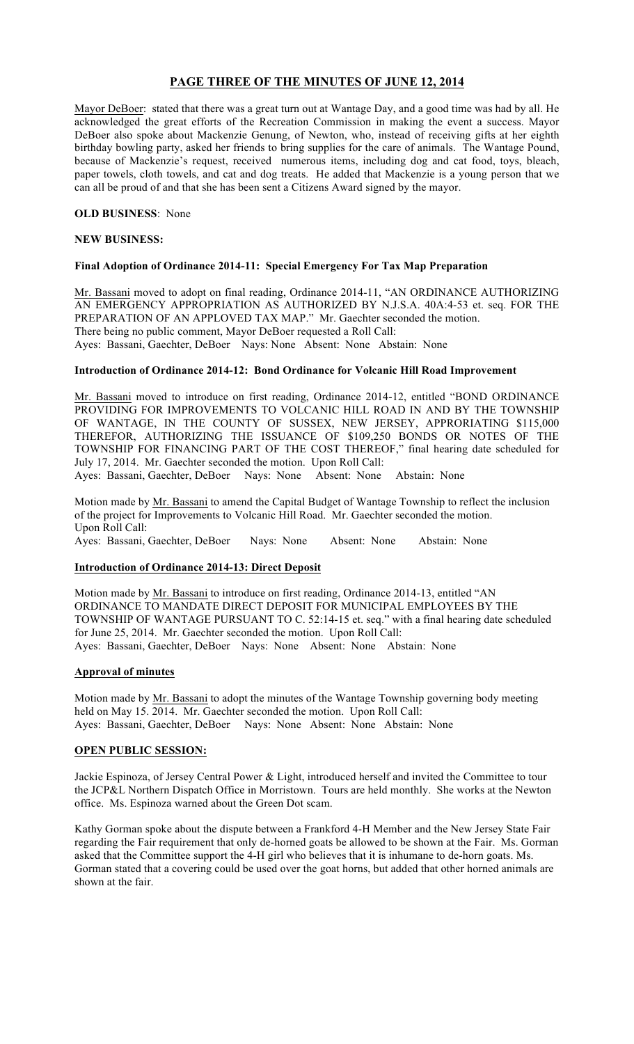# PAGE THREE OF THE MINUTES OF JUNE 12, 2014

Mayor DeBoer: stated that there was a great turn out at Wantage Day, and a good time was had by all. He acknowledged the great efforts of the Recreation Commission in making the event a success. Mayor DeBoer also spoke about Mackenzie Genung, of Newton, who, instead of receiving gifts at her eighth birthday bowling party, asked her friends to bring supplies for the care of animals. The Wantage Pound, because of Mackenzie's request, received numerous items, including dog and cat food, toys, bleach, paper towels, cloth towels, and cat and dog treats. He added that Mackenzie is a young person that we can all be proud of and that she has been sent a Citizens Award signed by the mayor.

**OLD BUSINESS**: None

**NEW BUSINESS:**

**Final Adoption of Ordinance 2014-11: Special Emergency For Tax Map Preparation**

Mr. Bassani moved to adopt on final reading, Ordinance 2014-11, "AN ORDINANCE AUTHORIZING AN EMERGENCY APPROPRIATION AS AUTHORIZED BY N.J.S.A. 40A:4-53 et. seq. FOR THE PREPARATION OF AN APPLOVED TAX MAP." Mr. Gaechter seconded the motion.
There being no public comment, Mayor DeBoer requested a Roll Call:
Ayes: Bassani, Gaechter, DeBoer Nays: None Absent: None Abstain: None

**Introduction of Ordinance 2014-12: Bond Ordinance for Volcanic Hill Road Improvement**

Mr. Bassani moved to introduce on first reading, Ordinance 2014-12, entitled "BOND ORDINANCE PROVIDING FOR IMPROVEMENTS TO VOLCANIC HILL ROAD IN AND BY THE TOWNSHIP OF WANTAGE, IN THE COUNTY OF SUSSEX, NEW JERSEY, APPRORIATING $115,000 THEREFOR, AUTHORIZING THE ISSUANCE OF $109,250 BONDS OR NOTES OF THE TOWNSHIP FOR FINANCING PART OF THE COST THEREOF," final hearing date scheduled for July 17, 2014. Mr. Gaechter seconded the motion. Upon Roll Call:
Ayes: Bassani, Gaechter, DeBoer Nays: None Absent: None Abstain: None

Motion made by Mr. Bassani to amend the Capital Budget of Wantage Township to reflect the inclusion of the project for Improvements to Volcanic Hill Road. Mr. Gaechter seconded the motion.
Upon Roll Call:
Ayes: Bassani, Gaechter, DeBoer Nays: None Absent: None Abstain: None

**Introduction of Ordinance 2014-13: Direct Deposit**

Motion made by Mr. Bassani to introduce on first reading, Ordinance 2014-13, entitled "AN ORDINANCE TO MANDATE DIRECT DEPOSIT FOR MUNICIPAL EMPLOYEES BY THE TOWNSHIP OF WANTAGE PURSUANT TO C. 52:14-15 et. seq." with a final hearing date scheduled for June 25, 2014. Mr. Gaechter seconded the motion. Upon Roll Call:
Ayes: Bassani, Gaechter, DeBoer Nays: None Absent: None Abstain: None

**Approval of minutes**

Motion made by Mr. Bassani to adopt the minutes of the Wantage Township governing body meeting held on May 15. 2014. Mr. Gaechter seconded the motion. Upon Roll Call:
Ayes: Bassani, Gaechter, DeBoer Nays: None Absent: None Abstain: None

**OPEN PUBLIC SESSION:**

Jackie Espinoza, of Jersey Central Power & Light, introduced herself and invited the Committee to tour the JCP&L Northern Dispatch Office in Morristown. Tours are held monthly. She works at the Newton office. Ms. Espinoza warned about the Green Dot scam.

Kathy Gorman spoke about the dispute between a Frankford 4-H Member and the New Jersey State Fair regarding the Fair requirement that only de-horned goats be allowed to be shown at the Fair. Ms. Gorman asked that the Committee support the 4-H girl who believes that it is inhumane to de-horn goats. Ms. Gorman stated that a covering could be used over the goat horns, but added that other horned animals are shown at the fair.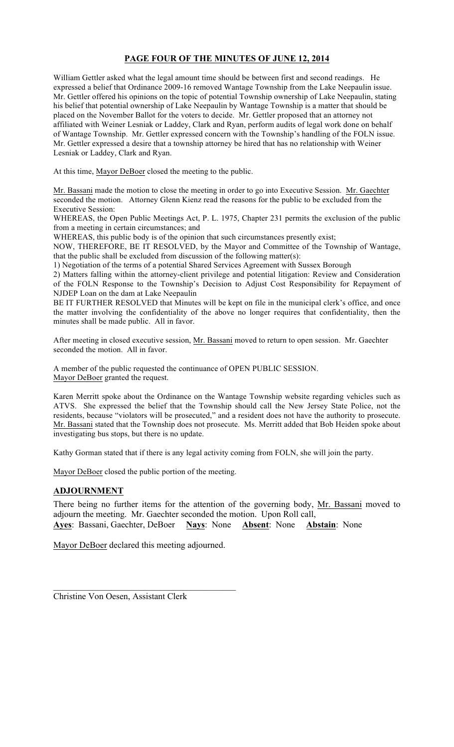## PAGE FOUR OF THE MINUTES OF JUNE 12, 2014

William Gettler asked what the legal amount time should be between first and second readings. He expressed a belief that Ordinance 2009-16 removed Wantage Township from the Lake Neepaulin issue. Mr. Gettler offered his opinions on the topic of potential Township ownership of Lake Neepaulin, stating his belief that potential ownership of Lake Neepaulin by Wantage Township is a matter that should be placed on the November Ballot for the voters to decide. Mr. Gettler proposed that an attorney not affiliated with Weiner Lesniak or Laddey, Clark and Ryan, perform audits of legal work done on behalf of Wantage Township. Mr. Gettler expressed concern with the Township's handling of the FOLN issue. Mr. Gettler expressed a desire that a township attorney be hired that has no relationship with Weiner Lesniak or Laddey, Clark and Ryan.

At this time, Mayor DeBoer closed the meeting to the public.

Mr. Bassani made the motion to close the meeting in order to go into Executive Session. Mr. Gaechter seconded the motion. Attorney Glenn Kienz read the reasons for the public to be excluded from the Executive Session:

WHEREAS, the Open Public Meetings Act, P. L. 1975, Chapter 231 permits the exclusion of the public from a meeting in certain circumstances; and

WHEREAS, this public body is of the opinion that such circumstances presently exist;

NOW, THEREFORE, BE IT RESOLVED, by the Mayor and Committee of the Township of Wantage, that the public shall be excluded from discussion of the following matter(s):

1) Negotiation of the terms of a potential Shared Services Agreement with Sussex Borough

2) Matters falling within the attorney-client privilege and potential litigation: Review and Consideration of the FOLN Response to the Township's Decision to Adjust Cost Responsibility for Repayment of NJDEP Loan on the dam at Lake Neepaulin

BE IT FURTHER RESOLVED that Minutes will be kept on file in the municipal clerk's office, and once the matter involving the confidentiality of the above no longer requires that confidentiality, then the minutes shall be made public. All in favor.

After meeting in closed executive session, Mr. Bassani moved to return to open session. Mr. Gaechter seconded the motion. All in favor.

A member of the public requested the continuance of OPEN PUBLIC SESSION.
Mayor DeBoer granted the request.

Karen Merritt spoke about the Ordinance on the Wantage Township website regarding vehicles such as ATVS. She expressed the belief that the Township should call the New Jersey State Police, not the residents, because "violators will be prosecuted," and a resident does not have the authority to prosecute. Mr. Bassani stated that the Township does not prosecute. Ms. Merritt added that Bob Heiden spoke about investigating bus stops, but there is no update.

Kathy Gorman stated that if there is any legal activity coming from FOLN, she will join the party.

Mayor DeBoer closed the public portion of the meeting.

## ADJOURNMENT

There being no further items for the attention of the governing body, Mr. Bassani moved to adjourn the meeting. Mr. Gaechter seconded the motion. Upon Roll call,
**Ayes**: Bassani, Gaechter, DeBoer **Nays**: None **Absent**: None **Abstain**: None

Mayor DeBoer declared this meeting adjourned.

\_\_\_\_\_\_\_\_\_\_\_\_\_\_\_\_\_\_\_\_\_\_\_\_\_\_\_\_\_\_\_\_\_\_\_\_\_\_\_\_\_\_

Christine Von Oesen, Assistant Clerk